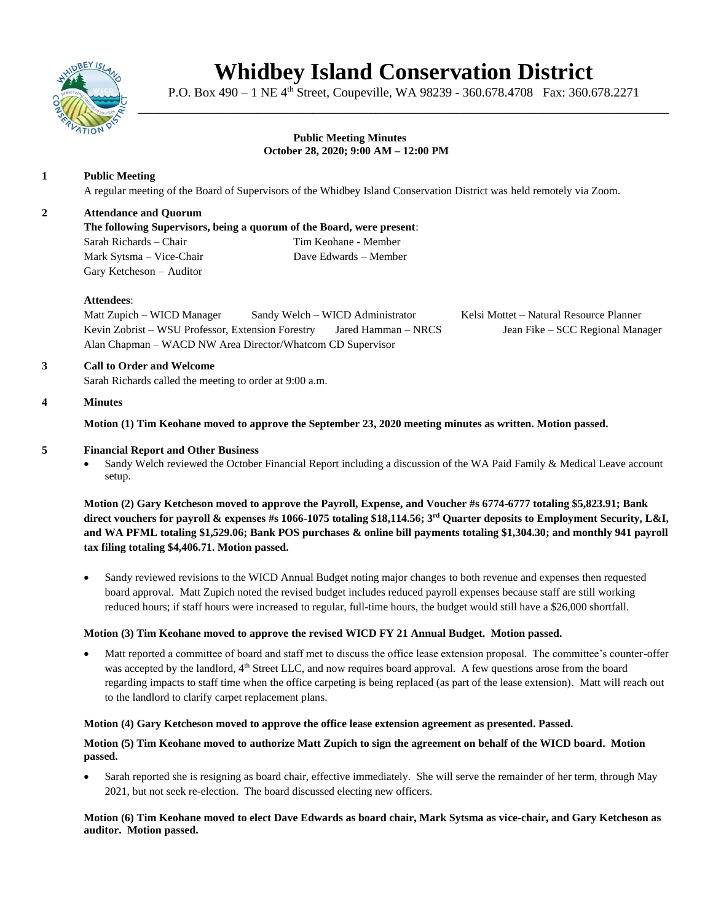# Whidbey Island Conservation District

P.O. Box 490 – 1 NE 4th Street, Coupeville, WA 98239 - 360.678.4708 Fax: 360.678.2271

**Public Meeting Minutes**
**October 28, 2020; 9:00 AM – 12:00 PM**

## 1 Public Meeting

A regular meeting of the Board of Supervisors of the Whidbey Island Conservation District was held remotely via Zoom.

## 2 Attendance and Quorum

**The following Supervisors, being a quorum of the Board, were present**:

Sarah Richards – Chair
Tim Keohane - Member
Mark Sytsma – Vice-Chair
Dave Edwards – Member
Gary Ketcheson – Auditor

**Attendees**:

Matt Zupich – WICD Manager
Sandy Welch – WICD Administrator
Kelsi Mottet – Natural Resource Planner
Kevin Zobrist – WSU Professor, Extension Forestry
Jared Hamman – NRCS
Jean Fike – SCC Regional Manager
Alan Chapman – WACD NW Area Director/Whatcom CD Supervisor

## 3 Call to Order and Welcome

Sarah Richards called the meeting to order at 9:00 a.m.

## 4 Minutes

**Motion (1) Tim Keohane moved to approve the September 23, 2020 meeting minutes as written. Motion passed.**

## 5 Financial Report and Other Business

- Sandy Welch reviewed the October Financial Report including a discussion of the WA Paid Family & Medical Leave account setup.

**Motion (2) Gary Ketcheson moved to approve the Payroll, Expense, and Voucher #s 6774-6777 totaling $5,823.91; Bank direct vouchers for payroll & expenses #s 1066-1075 totaling $18,114.56; 3rd Quarter deposits to Employment Security, L&I, and WA PFML totaling $1,529.06; Bank POS purchases & online bill payments totaling $1,304.30; and monthly 941 payroll tax filing totaling $4,406.71. Motion passed.**

- Sandy reviewed revisions to the WICD Annual Budget noting major changes to both revenue and expenses then requested board approval. Matt Zupich noted the revised budget includes reduced payroll expenses because staff are still working reduced hours; if staff hours were increased to regular, full-time hours, the budget would still have a $26,000 shortfall.

**Motion (3) Tim Keohane moved to approve the revised WICD FY 21 Annual Budget. Motion passed.**

- Matt reported a committee of board and staff met to discuss the office lease extension proposal. The committee's counter-offer was accepted by the landlord, 4th Street LLC, and now requires board approval. A few questions arose from the board regarding impacts to staff time when the office carpeting is being replaced (as part of the lease extension). Matt will reach out to the landlord to clarify carpet replacement plans.

**Motion (4) Gary Ketcheson moved to approve the office lease extension agreement as presented. Passed.**

**Motion (5) Tim Keohane moved to authorize Matt Zupich to sign the agreement on behalf of the WICD board. Motion passed.**

- Sarah reported she is resigning as board chair, effective immediately. She will serve the remainder of her term, through May 2021, but not seek re-election. The board discussed electing new officers.

**Motion (6) Tim Keohane moved to elect Dave Edwards as board chair, Mark Sytsma as vice-chair, and Gary Ketcheson as auditor. Motion passed.**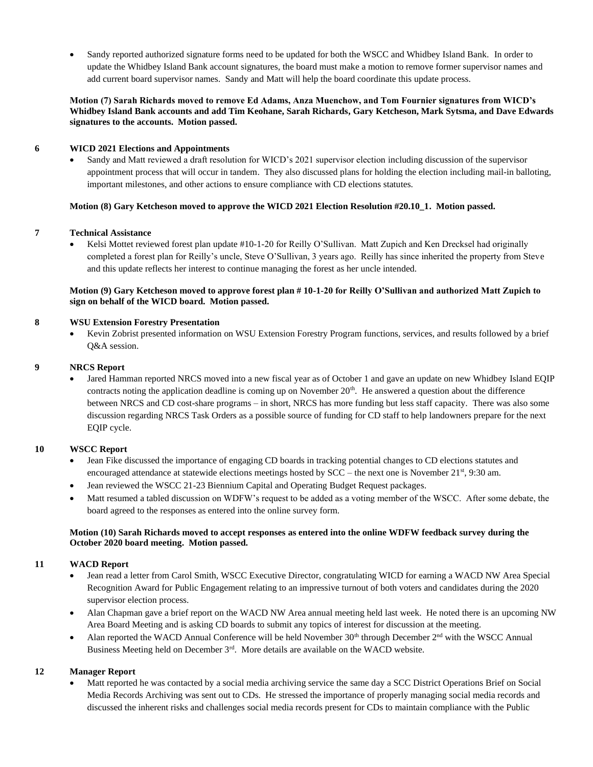- Sandy reported authorized signature forms need to be updated for both the WSCC and Whidbey Island Bank. In order to update the Whidbey Island Bank account signatures, the board must make a motion to remove former supervisor names and add current board supervisor names. Sandy and Matt will help the board coordinate this update process.

**Motion (7) Sarah Richards moved to remove Ed Adams, Anza Muenchow, and Tom Fournier signatures from WICD's Whidbey Island Bank accounts and add Tim Keohane, Sarah Richards, Gary Ketcheson, Mark Sytsma, and Dave Edwards signatures to the accounts. Motion passed.**

**6 WICD 2021 Elections and Appointments**

- Sandy and Matt reviewed a draft resolution for WICD's 2021 supervisor election including discussion of the supervisor appointment process that will occur in tandem. They also discussed plans for holding the election including mail-in balloting, important milestones, and other actions to ensure compliance with CD elections statutes.

**Motion (8) Gary Ketcheson moved to approve the WICD 2021 Election Resolution #20.10_1. Motion passed.**

**7 Technical Assistance**

- Kelsi Mottet reviewed forest plan update #10-1-20 for Reilly O'Sullivan. Matt Zupich and Ken Drecksel had originally completed a forest plan for Reilly's uncle, Steve O'Sullivan, 3 years ago. Reilly has since inherited the property from Steve and this update reflects her interest to continue managing the forest as her uncle intended.

**Motion (9) Gary Ketcheson moved to approve forest plan # 10-1-20 for Reilly O'Sullivan and authorized Matt Zupich to sign on behalf of the WICD board. Motion passed.**

**8 WSU Extension Forestry Presentation**

- Kevin Zobrist presented information on WSU Extension Forestry Program functions, services, and results followed by a brief Q&A session.

**9 NRCS Report**

- Jared Hamman reported NRCS moved into a new fiscal year as of October 1 and gave an update on new Whidbey Island EQIP contracts noting the application deadline is coming up on November 20th. He answered a question about the difference between NRCS and CD cost-share programs – in short, NRCS has more funding but less staff capacity. There was also some discussion regarding NRCS Task Orders as a possible source of funding for CD staff to help landowners prepare for the next EQIP cycle.

**10 WSCC Report**

- Jean Fike discussed the importance of engaging CD boards in tracking potential changes to CD elections statutes and encouraged attendance at statewide elections meetings hosted by SCC – the next one is November 21st, 9:30 am.
- Jean reviewed the WSCC 21-23 Biennium Capital and Operating Budget Request packages.
- Matt resumed a tabled discussion on WDFW's request to be added as a voting member of the WSCC. After some debate, the board agreed to the responses as entered into the online survey form.

**Motion (10) Sarah Richards moved to accept responses as entered into the online WDFW feedback survey during the October 2020 board meeting. Motion passed.**

**11 WACD Report**

- Jean read a letter from Carol Smith, WSCC Executive Director, congratulating WICD for earning a WACD NW Area Special Recognition Award for Public Engagement relating to an impressive turnout of both voters and candidates during the 2020 supervisor election process.
- Alan Chapman gave a brief report on the WACD NW Area annual meeting held last week. He noted there is an upcoming NW Area Board Meeting and is asking CD boards to submit any topics of interest for discussion at the meeting.
- Alan reported the WACD Annual Conference will be held November 30th through December 2nd with the WSCC Annual Business Meeting held on December 3rd. More details are available on the WACD website.

**12 Manager Report**

- Matt reported he was contacted by a social media archiving service the same day a SCC District Operations Brief on Social Media Records Archiving was sent out to CDs. He stressed the importance of properly managing social media records and discussed the inherent risks and challenges social media records present for CDs to maintain compliance with the Public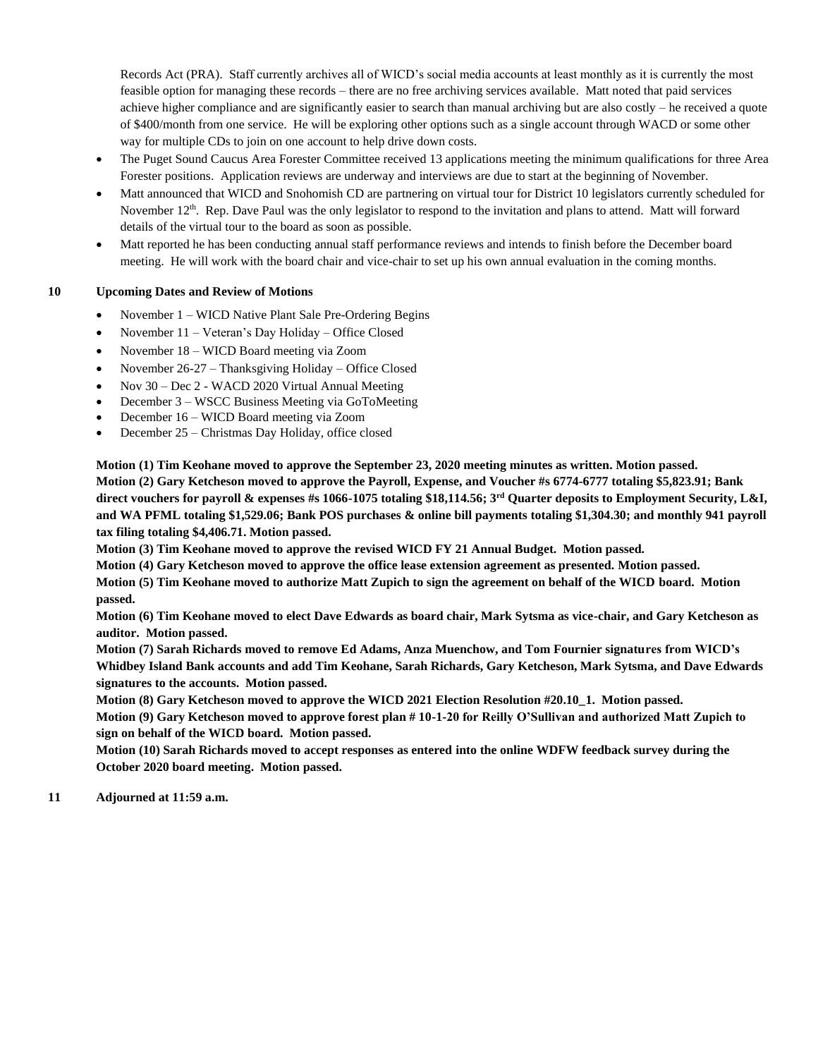Records Act (PRA). Staff currently archives all of WICD's social media accounts at least monthly as it is currently the most feasible option for managing these records – there are no free archiving services available. Matt noted that paid services achieve higher compliance and are significantly easier to search than manual archiving but are also costly – he received a quote of $400/month from one service. He will be exploring other options such as a single account through WACD or some other way for multiple CDs to join on one account to help drive down costs.

- The Puget Sound Caucus Area Forester Committee received 13 applications meeting the minimum qualifications for three Area Forester positions. Application reviews are underway and interviews are due to start at the beginning of November.
- Matt announced that WICD and Snohomish CD are partnering on virtual tour for District 10 legislators currently scheduled for November 12th. Rep. Dave Paul was the only legislator to respond to the invitation and plans to attend. Matt will forward details of the virtual tour to the board as soon as possible.
- Matt reported he has been conducting annual staff performance reviews and intends to finish before the December board meeting. He will work with the board chair and vice-chair to set up his own annual evaluation in the coming months.

**10 Upcoming Dates and Review of Motions**

- November 1 – WICD Native Plant Sale Pre-Ordering Begins
- November 11 – Veteran's Day Holiday – Office Closed
- November 18 – WICD Board meeting via Zoom
- November 26-27 – Thanksgiving Holiday – Office Closed
- Nov 30 – Dec 2 - WACD 2020 Virtual Annual Meeting
- December 3 – WSCC Business Meeting via GoToMeeting
- December 16 – WICD Board meeting via Zoom
- December 25 – Christmas Day Holiday, office closed

**Motion (1) Tim Keohane moved to approve the September 23, 2020 meeting minutes as written. Motion passed.**
**Motion (2) Gary Ketcheson moved to approve the Payroll, Expense, and Voucher #s 6774-6777 totaling $5,823.91; Bank direct vouchers for payroll & expenses #s 1066-1075 totaling $18,114.56; 3rd Quarter deposits to Employment Security, L&I, and WA PFML totaling $1,529.06; Bank POS purchases & online bill payments totaling $1,304.30; and monthly 941 payroll tax filing totaling $4,406.71. Motion passed.**
**Motion (3) Tim Keohane moved to approve the revised WICD FY 21 Annual Budget. Motion passed.**
**Motion (4) Gary Ketcheson moved to approve the office lease extension agreement as presented. Motion passed.**
**Motion (5) Tim Keohane moved to authorize Matt Zupich to sign the agreement on behalf of the WICD board. Motion passed.**
**Motion (6) Tim Keohane moved to elect Dave Edwards as board chair, Mark Sytsma as vice-chair, and Gary Ketcheson as auditor. Motion passed.**
**Motion (7) Sarah Richards moved to remove Ed Adams, Anza Muenchow, and Tom Fournier signatures from WICD's Whidbey Island Bank accounts and add Tim Keohane, Sarah Richards, Gary Ketcheson, Mark Sytsma, and Dave Edwards signatures to the accounts. Motion passed.**
**Motion (8) Gary Ketcheson moved to approve the WICD 2021 Election Resolution #20.10_1. Motion passed.**
**Motion (9) Gary Ketcheson moved to approve forest plan # 10-1-20 for Reilly O'Sullivan and authorized Matt Zupich to sign on behalf of the WICD board. Motion passed.**
**Motion (10) Sarah Richards moved to accept responses as entered into the online WDFW feedback survey during the October 2020 board meeting. Motion passed.**

**11 Adjourned at 11:59 a.m.**